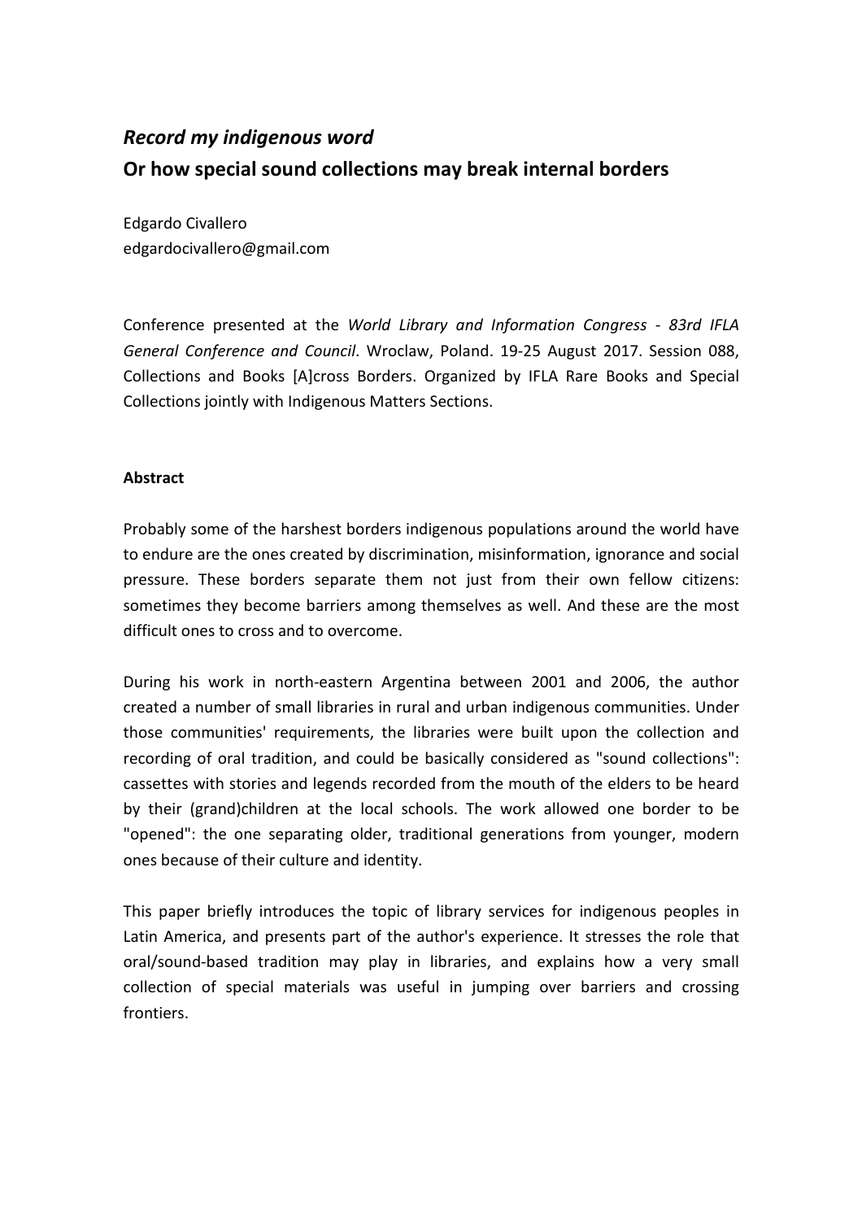# *Record my indigenous word*

# Or how special sound collections may break internal borders

Edgardo Civallero
edgardocivallero@gmail.com

Conference presented at the *World Library and Information Congress - 83rd IFLA General Conference and Council*. Wroclaw, Poland. 19-25 August 2017. Session 088, Collections and Books [A]cross Borders. Organized by IFLA Rare Books and Special Collections jointly with Indigenous Matters Sections.

## Abstract

Probably some of the harshest borders indigenous populations around the world have to endure are the ones created by discrimination, misinformation, ignorance and social pressure. These borders separate them not just from their own fellow citizens: sometimes they become barriers among themselves as well. And these are the most difficult ones to cross and to overcome.

During his work in north-eastern Argentina between 2001 and 2006, the author created a number of small libraries in rural and urban indigenous communities. Under those communities' requirements, the libraries were built upon the collection and recording of oral tradition, and could be basically considered as "sound collections": cassettes with stories and legends recorded from the mouth of the elders to be heard by their (grand)children at the local schools. The work allowed one border to be "opened": the one separating older, traditional generations from younger, modern ones because of their culture and identity.

This paper briefly introduces the topic of library services for indigenous peoples in Latin America, and presents part of the author's experience. It stresses the role that oral/sound-based tradition may play in libraries, and explains how a very small collection of special materials was useful in jumping over barriers and crossing frontiers.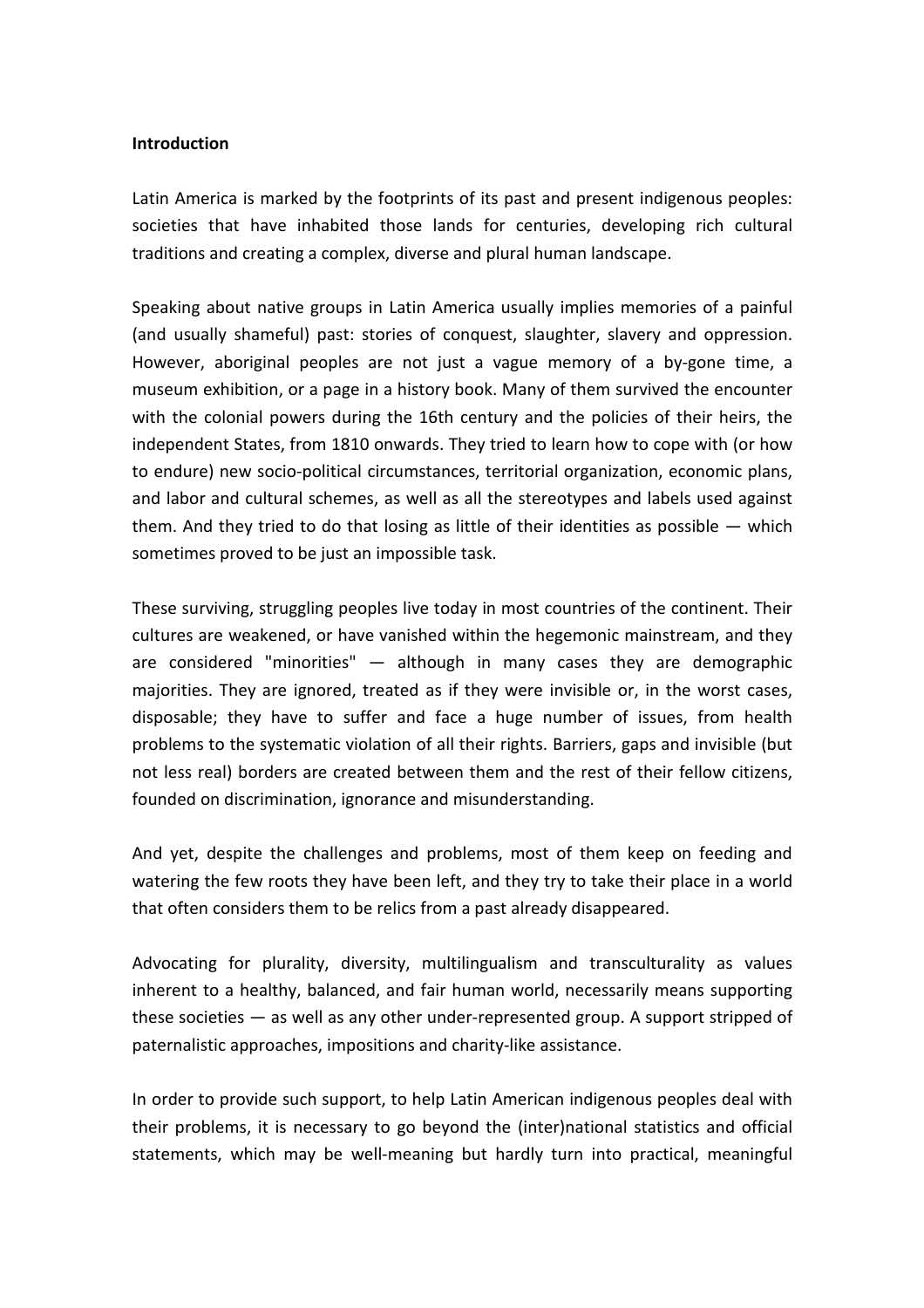**Introduction**

Latin America is marked by the footprints of its past and present indigenous peoples: societies that have inhabited those lands for centuries, developing rich cultural traditions and creating a complex, diverse and plural human landscape.

Speaking about native groups in Latin America usually implies memories of a painful (and usually shameful) past: stories of conquest, slaughter, slavery and oppression. However, aboriginal peoples are not just a vague memory of a by-gone time, a museum exhibition, or a page in a history book. Many of them survived the encounter with the colonial powers during the 16th century and the policies of their heirs, the independent States, from 1810 onwards. They tried to learn how to cope with (or how to endure) new socio-political circumstances, territorial organization, economic plans, and labor and cultural schemes, as well as all the stereotypes and labels used against them. And they tried to do that losing as little of their identities as possible — which sometimes proved to be just an impossible task.

These surviving, struggling peoples live today in most countries of the continent. Their cultures are weakened, or have vanished within the hegemonic mainstream, and they are considered "minorities" — although in many cases they are demographic majorities. They are ignored, treated as if they were invisible or, in the worst cases, disposable; they have to suffer and face a huge number of issues, from health problems to the systematic violation of all their rights. Barriers, gaps and invisible (but not less real) borders are created between them and the rest of their fellow citizens, founded on discrimination, ignorance and misunderstanding.

And yet, despite the challenges and problems, most of them keep on feeding and watering the few roots they have been left, and they try to take their place in a world that often considers them to be relics from a past already disappeared.

Advocating for plurality, diversity, multilingualism and transculturality as values inherent to a healthy, balanced, and fair human world, necessarily means supporting these societies — as well as any other under-represented group. A support stripped of paternalistic approaches, impositions and charity-like assistance.

In order to provide such support, to help Latin American indigenous peoples deal with their problems, it is necessary to go beyond the (inter)national statistics and official statements, which may be well-meaning but hardly turn into practical, meaningful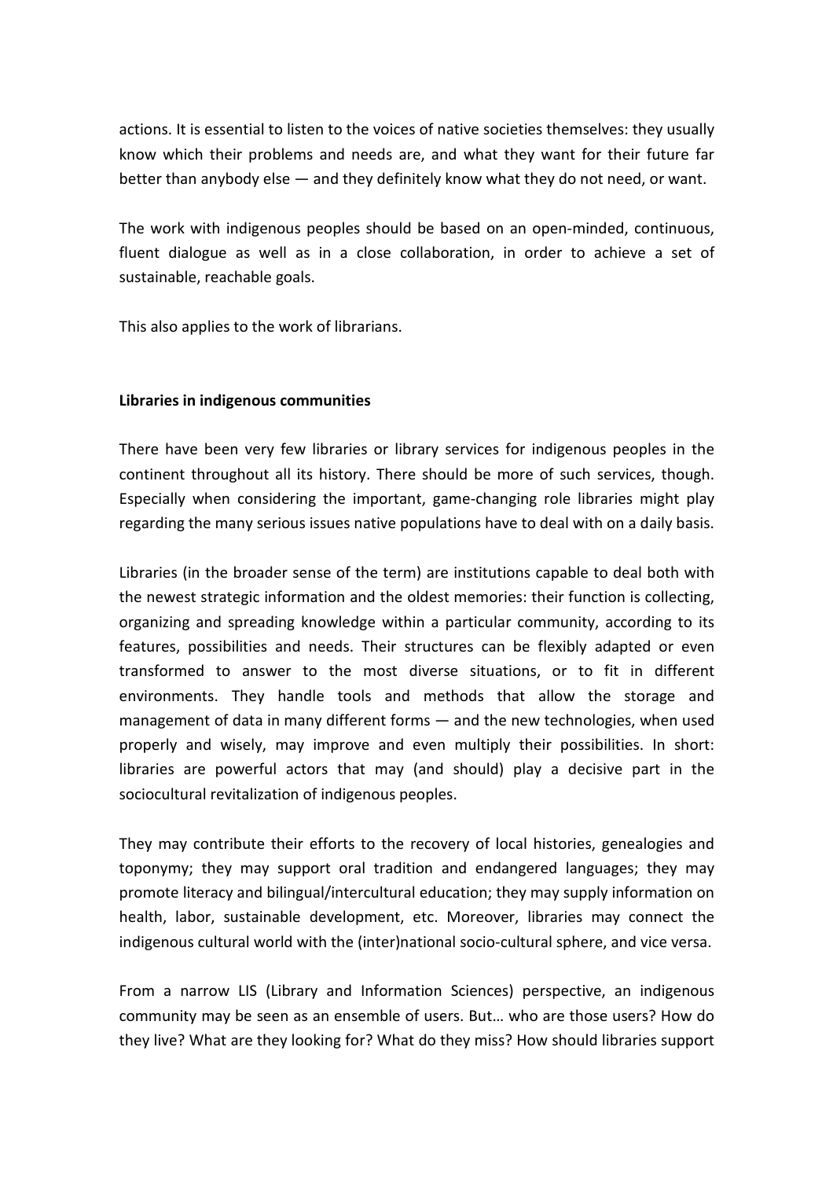actions. It is essential to listen to the voices of native societies themselves: they usually know which their problems and needs are, and what they want for their future far better than anybody else — and they definitely know what they do not need, or want.

The work with indigenous peoples should be based on an open-minded, continuous, fluent dialogue as well as in a close collaboration, in order to achieve a set of sustainable, reachable goals.

This also applies to the work of librarians.

**Libraries in indigenous communities**

There have been very few libraries or library services for indigenous peoples in the continent throughout all its history. There should be more of such services, though. Especially when considering the important, game-changing role libraries might play regarding the many serious issues native populations have to deal with on a daily basis.

Libraries (in the broader sense of the term) are institutions capable to deal both with the newest strategic information and the oldest memories: their function is collecting, organizing and spreading knowledge within a particular community, according to its features, possibilities and needs. Their structures can be flexibly adapted or even transformed to answer to the most diverse situations, or to fit in different environments. They handle tools and methods that allow the storage and management of data in many different forms — and the new technologies, when used properly and wisely, may improve and even multiply their possibilities. In short: libraries are powerful actors that may (and should) play a decisive part in the sociocultural revitalization of indigenous peoples.

They may contribute their efforts to the recovery of local histories, genealogies and toponymy; they may support oral tradition and endangered languages; they may promote literacy and bilingual/intercultural education; they may supply information on health, labor, sustainable development, etc. Moreover, libraries may connect the indigenous cultural world with the (inter)national socio-cultural sphere, and vice versa.

From a narrow LIS (Library and Information Sciences) perspective, an indigenous community may be seen as an ensemble of users. But… who are those users? How do they live? What are they looking for? What do they miss? How should libraries support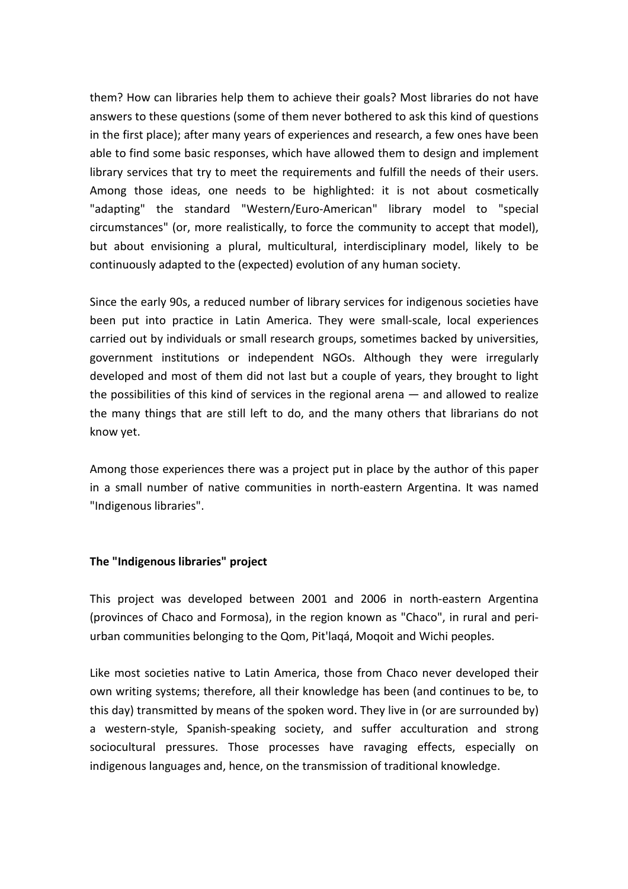them? How can libraries help them to achieve their goals? Most libraries do not have answers to these questions (some of them never bothered to ask this kind of questions in the first place); after many years of experiences and research, a few ones have been able to find some basic responses, which have allowed them to design and implement library services that try to meet the requirements and fulfill the needs of their users. Among those ideas, one needs to be highlighted: it is not about cosmetically "adapting" the standard "Western/Euro-American" library model to "special circumstances" (or, more realistically, to force the community to accept that model), but about envisioning a plural, multicultural, interdisciplinary model, likely to be continuously adapted to the (expected) evolution of any human society.

Since the early 90s, a reduced number of library services for indigenous societies have been put into practice in Latin America. They were small-scale, local experiences carried out by individuals or small research groups, sometimes backed by universities, government institutions or independent NGOs. Although they were irregularly developed and most of them did not last but a couple of years, they brought to light the possibilities of this kind of services in the regional arena — and allowed to realize the many things that are still left to do, and the many others that librarians do not know yet.

Among those experiences there was a project put in place by the author of this paper in a small number of native communities in north-eastern Argentina. It was named "Indigenous libraries".

## The "Indigenous libraries" project

This project was developed between 2001 and 2006 in north-eastern Argentina (provinces of Chaco and Formosa), in the region known as "Chaco", in rural and peri-urban communities belonging to the Qom, Pit'laqá, Moqoit and Wichi peoples.

Like most societies native to Latin America, those from Chaco never developed their own writing systems; therefore, all their knowledge has been (and continues to be, to this day) transmitted by means of the spoken word. They live in (or are surrounded by) a western-style, Spanish-speaking society, and suffer acculturation and strong sociocultural pressures. Those processes have ravaging effects, especially on indigenous languages and, hence, on the transmission of traditional knowledge.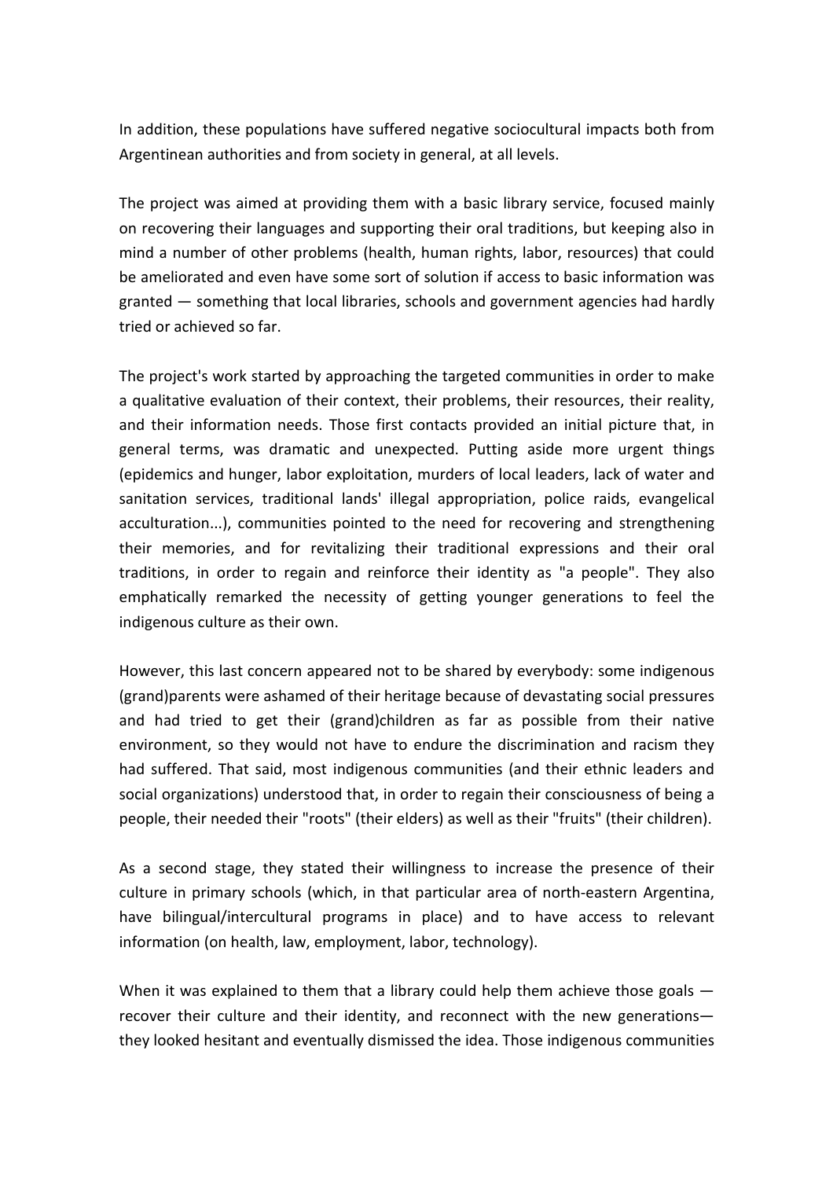In addition, these populations have suffered negative sociocultural impacts both from Argentinean authorities and from society in general, at all levels.

The project was aimed at providing them with a basic library service, focused mainly on recovering their languages and supporting their oral traditions, but keeping also in mind a number of other problems (health, human rights, labor, resources) that could be ameliorated and even have some sort of solution if access to basic information was granted — something that local libraries, schools and government agencies had hardly tried or achieved so far.

The project's work started by approaching the targeted communities in order to make a qualitative evaluation of their context, their problems, their resources, their reality, and their information needs. Those first contacts provided an initial picture that, in general terms, was dramatic and unexpected. Putting aside more urgent things (epidemics and hunger, labor exploitation, murders of local leaders, lack of water and sanitation services, traditional lands' illegal appropriation, police raids, evangelical acculturation...), communities pointed to the need for recovering and strengthening their memories, and for revitalizing their traditional expressions and their oral traditions, in order to regain and reinforce their identity as "a people". They also emphatically remarked the necessity of getting younger generations to feel the indigenous culture as their own.

However, this last concern appeared not to be shared by everybody: some indigenous (grand)parents were ashamed of their heritage because of devastating social pressures and had tried to get their (grand)children as far as possible from their native environment, so they would not have to endure the discrimination and racism they had suffered. That said, most indigenous communities (and their ethnic leaders and social organizations) understood that, in order to regain their consciousness of being a people, their needed their "roots" (their elders) as well as their "fruits" (their children).

As a second stage, they stated their willingness to increase the presence of their culture in primary schools (which, in that particular area of north-eastern Argentina, have bilingual/intercultural programs in place) and to have access to relevant information (on health, law, employment, labor, technology).

When it was explained to them that a library could help them achieve those goals — recover their culture and their identity, and reconnect with the new generations— they looked hesitant and eventually dismissed the idea. Those indigenous communities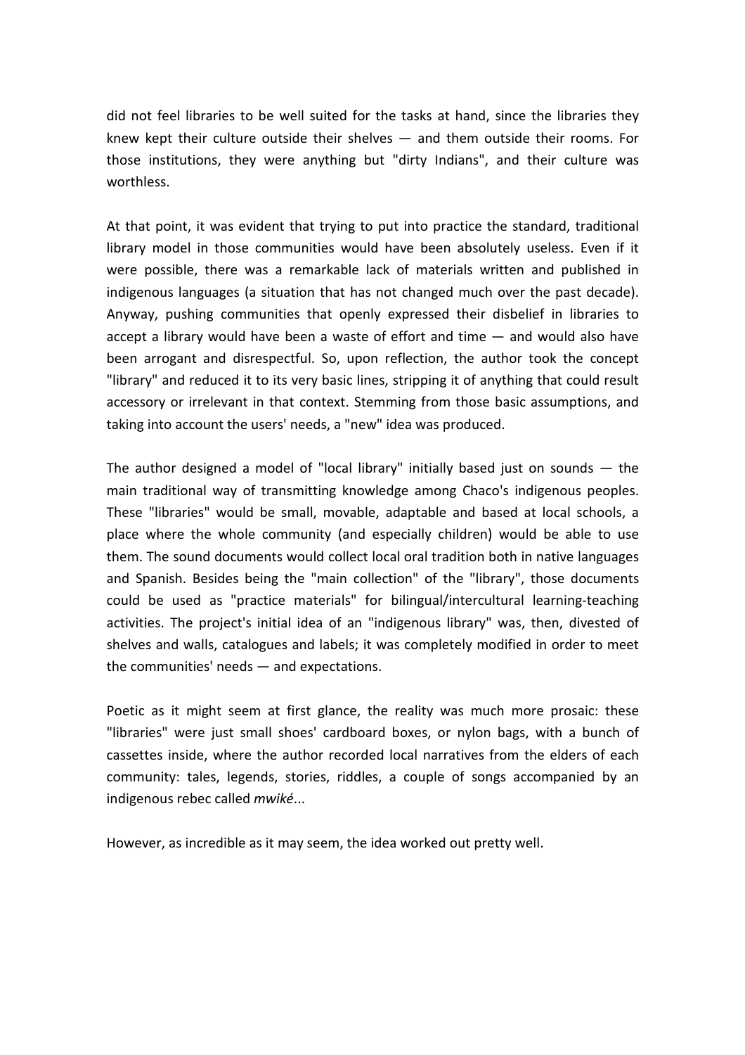did not feel libraries to be well suited for the tasks at hand, since the libraries they knew kept their culture outside their shelves — and them outside their rooms. For those institutions, they were anything but "dirty Indians", and their culture was worthless.

At that point, it was evident that trying to put into practice the standard, traditional library model in those communities would have been absolutely useless. Even if it were possible, there was a remarkable lack of materials written and published in indigenous languages (a situation that has not changed much over the past decade). Anyway, pushing communities that openly expressed their disbelief in libraries to accept a library would have been a waste of effort and time — and would also have been arrogant and disrespectful. So, upon reflection, the author took the concept "library" and reduced it to its very basic lines, stripping it of anything that could result accessory or irrelevant in that context. Stemming from those basic assumptions, and taking into account the users' needs, a "new" idea was produced.

The author designed a model of "local library" initially based just on sounds — the main traditional way of transmitting knowledge among Chaco's indigenous peoples. These "libraries" would be small, movable, adaptable and based at local schools, a place where the whole community (and especially children) would be able to use them. The sound documents would collect local oral tradition both in native languages and Spanish. Besides being the "main collection" of the "library", those documents could be used as "practice materials" for bilingual/intercultural learning-teaching activities. The project's initial idea of an "indigenous library" was, then, divested of shelves and walls, catalogues and labels; it was completely modified in order to meet the communities' needs — and expectations.

Poetic as it might seem at first glance, the reality was much more prosaic: these "libraries" were just small shoes' cardboard boxes, or nylon bags, with a bunch of cassettes inside, where the author recorded local narratives from the elders of each community: tales, legends, stories, riddles, a couple of songs accompanied by an indigenous rebec called *mwiké*...

However, as incredible as it may seem, the idea worked out pretty well.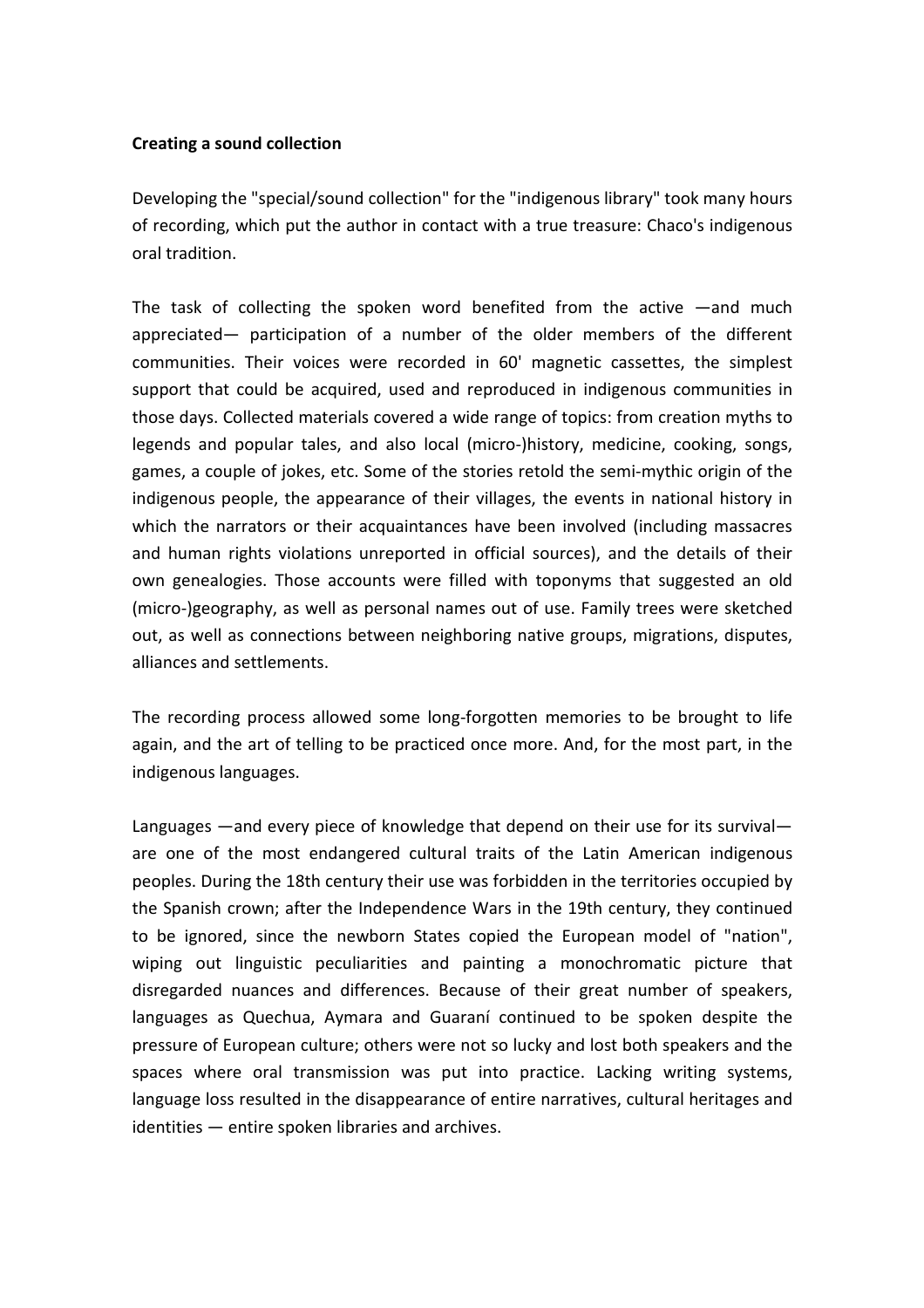**Creating a sound collection**

Developing the "special/sound collection" for the "indigenous library" took many hours of recording, which put the author in contact with a true treasure: Chaco's indigenous oral tradition.

The task of collecting the spoken word benefited from the active —and much appreciated— participation of a number of the older members of the different communities. Their voices were recorded in 60' magnetic cassettes, the simplest support that could be acquired, used and reproduced in indigenous communities in those days. Collected materials covered a wide range of topics: from creation myths to legends and popular tales, and also local (micro-)history, medicine, cooking, songs, games, a couple of jokes, etc. Some of the stories retold the semi-mythic origin of the indigenous people, the appearance of their villages, the events in national history in which the narrators or their acquaintances have been involved (including massacres and human rights violations unreported in official sources), and the details of their own genealogies. Those accounts were filled with toponyms that suggested an old (micro-)geography, as well as personal names out of use. Family trees were sketched out, as well as connections between neighboring native groups, migrations, disputes, alliances and settlements.

The recording process allowed some long-forgotten memories to be brought to life again, and the art of telling to be practiced once more. And, for the most part, in the indigenous languages.

Languages —and every piece of knowledge that depend on their use for its survival— are one of the most endangered cultural traits of the Latin American indigenous peoples. During the 18th century their use was forbidden in the territories occupied by the Spanish crown; after the Independence Wars in the 19th century, they continued to be ignored, since the newborn States copied the European model of "nation", wiping out linguistic peculiarities and painting a monochromatic picture that disregarded nuances and differences. Because of their great number of speakers, languages as Quechua, Aymara and Guaraní continued to be spoken despite the pressure of European culture; others were not so lucky and lost both speakers and the spaces where oral transmission was put into practice. Lacking writing systems, language loss resulted in the disappearance of entire narratives, cultural heritages and identities — entire spoken libraries and archives.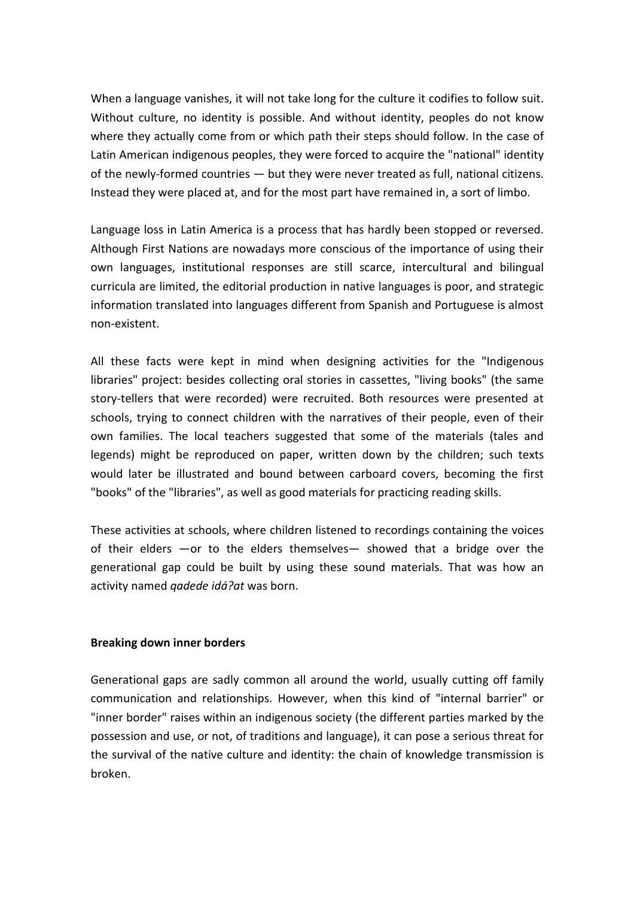When a language vanishes, it will not take long for the culture it codifies to follow suit. Without culture, no identity is possible. And without identity, peoples do not know where they actually come from or which path their steps should follow. In the case of Latin American indigenous peoples, they were forced to acquire the "national" identity of the newly-formed countries — but they were never treated as full, national citizens. Instead they were placed at, and for the most part have remained in, a sort of limbo.

Language loss in Latin America is a process that has hardly been stopped or reversed. Although First Nations are nowadays more conscious of the importance of using their own languages, institutional responses are still scarce, intercultural and bilingual curricula are limited, the editorial production in native languages is poor, and strategic information translated into languages different from Spanish and Portuguese is almost non-existent.

All these facts were kept in mind when designing activities for the "Indigenous libraries" project: besides collecting oral stories in cassettes, "living books" (the same story-tellers that were recorded) were recruited. Both resources were presented at schools, trying to connect children with the narratives of their people, even of their own families. The local teachers suggested that some of the materials (tales and legends) might be reproduced on paper, written down by the children; such texts would later be illustrated and bound between carboard covers, becoming the first "books" of the "libraries", as well as good materials for practicing reading skills.

These activities at schools, where children listened to recordings containing the voices of their elders —or to the elders themselves— showed that a bridge over the generational gap could be built by using these sound materials. That was how an activity named *qadede idá?at* was born.

**Breaking down inner borders**

Generational gaps are sadly common all around the world, usually cutting off family communication and relationships. However, when this kind of "internal barrier" or "inner border" raises within an indigenous society (the different parties marked by the possession and use, or not, of traditions and language), it can pose a serious threat for the survival of the native culture and identity: the chain of knowledge transmission is broken.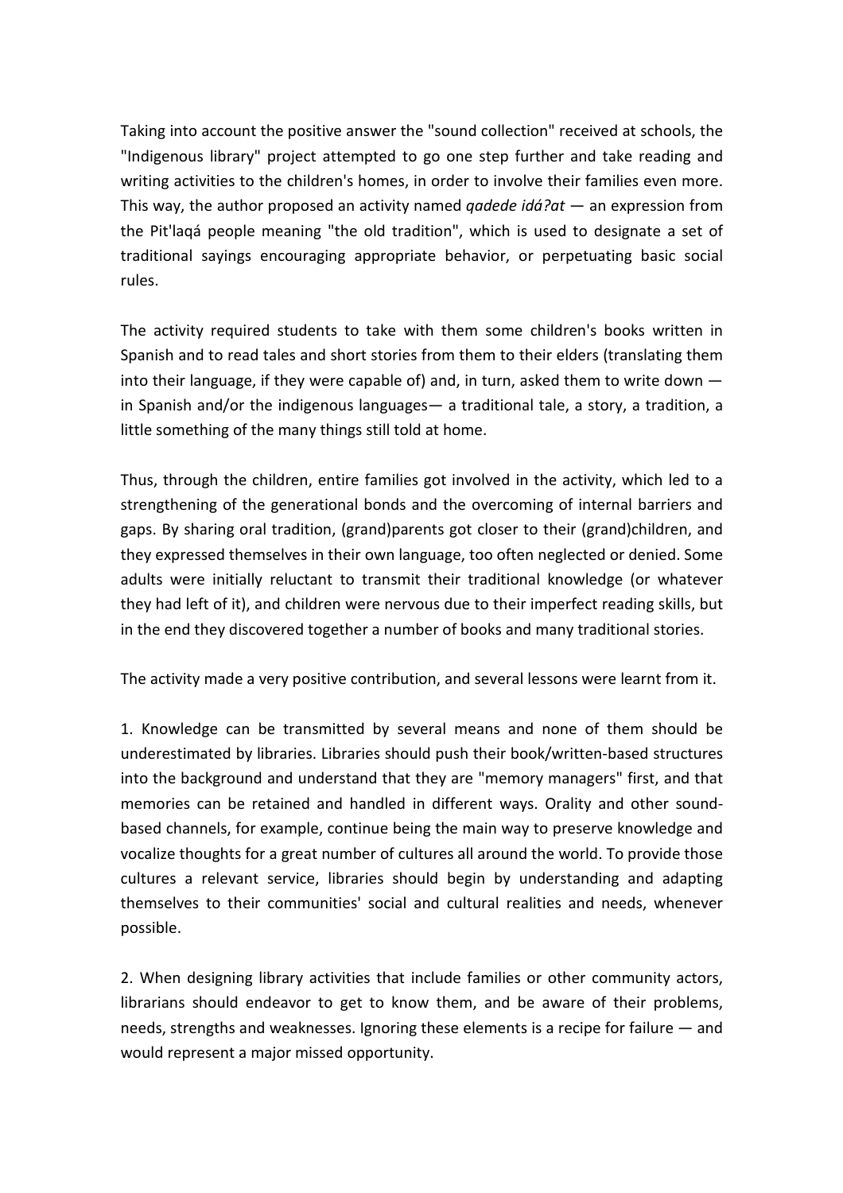Taking into account the positive answer the "sound collection" received at schools, the "Indigenous library" project attempted to go one step further and take reading and writing activities to the children's homes, in order to involve their families even more. This way, the author proposed an activity named *qadede idá?at* — an expression from the Pit'laqá people meaning "the old tradition", which is used to designate a set of traditional sayings encouraging appropriate behavior, or perpetuating basic social rules.

The activity required students to take with them some children's books written in Spanish and to read tales and short stories from them to their elders (translating them into their language, if they were capable of) and, in turn, asked them to write down — in Spanish and/or the indigenous languages— a traditional tale, a story, a tradition, a little something of the many things still told at home.

Thus, through the children, entire families got involved in the activity, which led to a strengthening of the generational bonds and the overcoming of internal barriers and gaps. By sharing oral tradition, (grand)parents got closer to their (grand)children, and they expressed themselves in their own language, too often neglected or denied. Some adults were initially reluctant to transmit their traditional knowledge (or whatever they had left of it), and children were nervous due to their imperfect reading skills, but in the end they discovered together a number of books and many traditional stories.

The activity made a very positive contribution, and several lessons were learnt from it.

1. Knowledge can be transmitted by several means and none of them should be underestimated by libraries. Libraries should push their book/written-based structures into the background and understand that they are "memory managers" first, and that memories can be retained and handled in different ways. Orality and other sound-based channels, for example, continue being the main way to preserve knowledge and vocalize thoughts for a great number of cultures all around the world. To provide those cultures a relevant service, libraries should begin by understanding and adapting themselves to their communities' social and cultural realities and needs, whenever possible.

2. When designing library activities that include families or other community actors, librarians should endeavor to get to know them, and be aware of their problems, needs, strengths and weaknesses. Ignoring these elements is a recipe for failure — and would represent a major missed opportunity.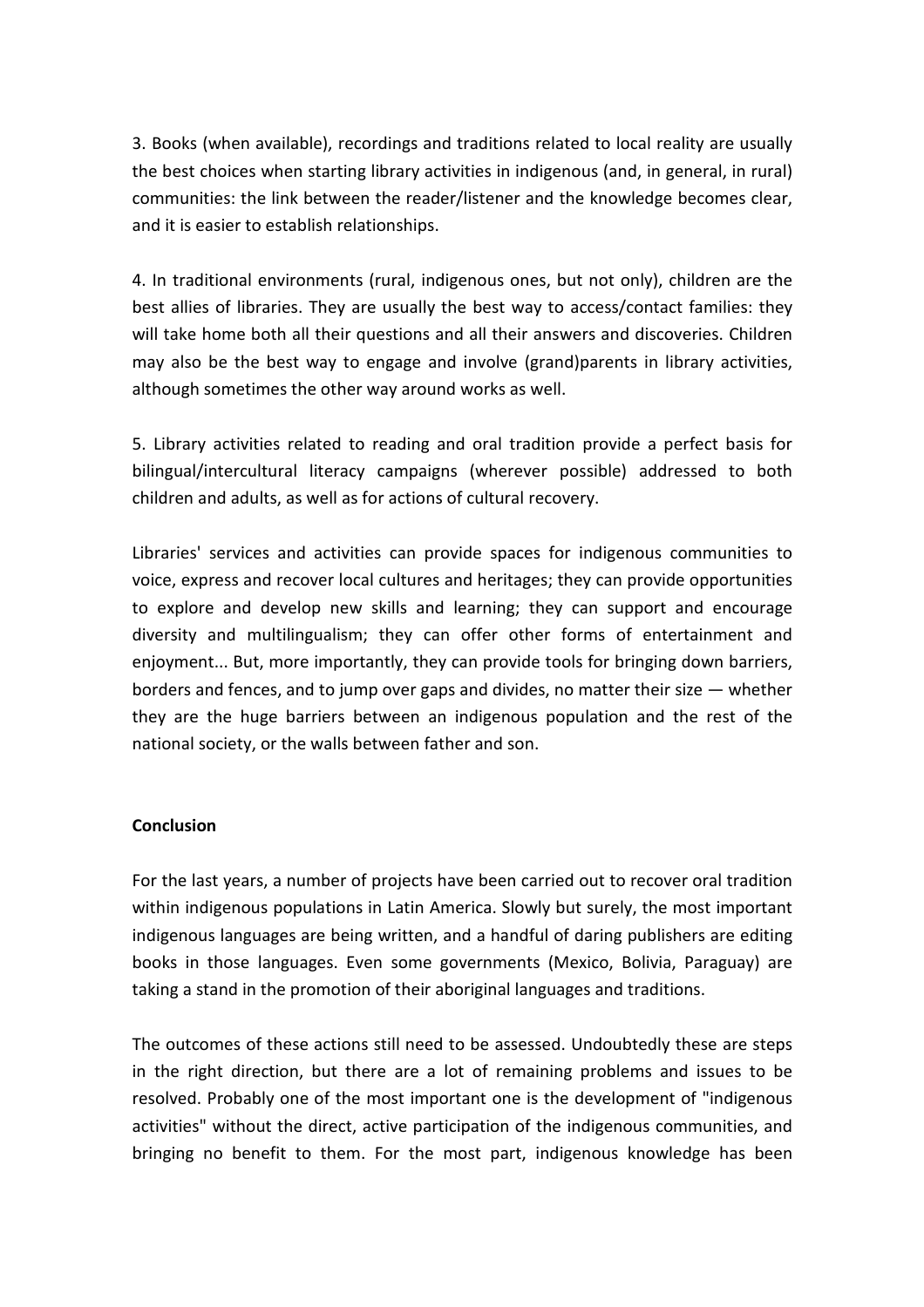3. Books (when available), recordings and traditions related to local reality are usually the best choices when starting library activities in indigenous (and, in general, in rural) communities: the link between the reader/listener and the knowledge becomes clear, and it is easier to establish relationships.

4. In traditional environments (rural, indigenous ones, but not only), children are the best allies of libraries. They are usually the best way to access/contact families: they will take home both all their questions and all their answers and discoveries. Children may also be the best way to engage and involve (grand)parents in library activities, although sometimes the other way around works as well.

5. Library activities related to reading and oral tradition provide a perfect basis for bilingual/intercultural literacy campaigns (wherever possible) addressed to both children and adults, as well as for actions of cultural recovery.

Libraries' services and activities can provide spaces for indigenous communities to voice, express and recover local cultures and heritages; they can provide opportunities to explore and develop new skills and learning; they can support and encourage diversity and multilingualism; they can offer other forms of entertainment and enjoyment... But, more importantly, they can provide tools for bringing down barriers, borders and fences, and to jump over gaps and divides, no matter their size — whether they are the huge barriers between an indigenous population and the rest of the national society, or the walls between father and son.

**Conclusion**

For the last years, a number of projects have been carried out to recover oral tradition within indigenous populations in Latin America. Slowly but surely, the most important indigenous languages are being written, and a handful of daring publishers are editing books in those languages. Even some governments (Mexico, Bolivia, Paraguay) are taking a stand in the promotion of their aboriginal languages and traditions.

The outcomes of these actions still need to be assessed. Undoubtedly these are steps in the right direction, but there are a lot of remaining problems and issues to be resolved. Probably one of the most important one is the development of "indigenous activities" without the direct, active participation of the indigenous communities, and bringing no benefit to them. For the most part, indigenous knowledge has been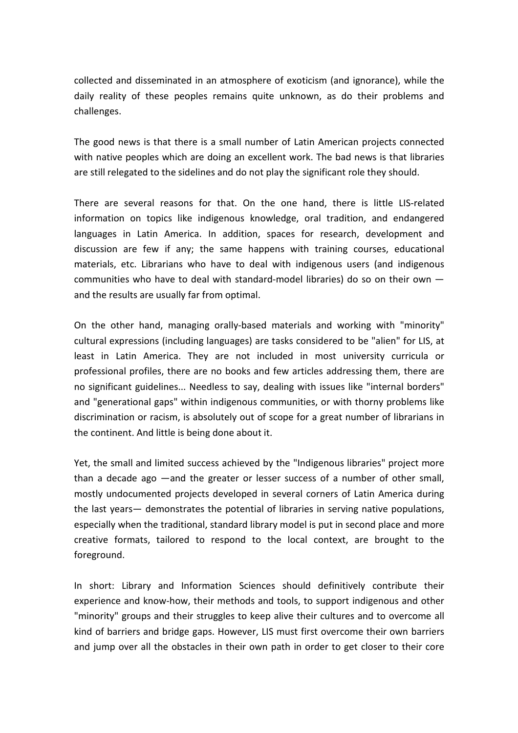collected and disseminated in an atmosphere of exoticism (and ignorance), while the daily reality of these peoples remains quite unknown, as do their problems and challenges.

The good news is that there is a small number of Latin American projects connected with native peoples which are doing an excellent work. The bad news is that libraries are still relegated to the sidelines and do not play the significant role they should.

There are several reasons for that. On the one hand, there is little LIS-related information on topics like indigenous knowledge, oral tradition, and endangered languages in Latin America. In addition, spaces for research, development and discussion are few if any; the same happens with training courses, educational materials, etc. Librarians who have to deal with indigenous users (and indigenous communities who have to deal with standard-model libraries) do so on their own — and the results are usually far from optimal.

On the other hand, managing orally-based materials and working with "minority" cultural expressions (including languages) are tasks considered to be "alien" for LIS, at least in Latin America. They are not included in most university curricula or professional profiles, there are no books and few articles addressing them, there are no significant guidelines... Needless to say, dealing with issues like "internal borders" and "generational gaps" within indigenous communities, or with thorny problems like discrimination or racism, is absolutely out of scope for a great number of librarians in the continent. And little is being done about it.

Yet, the small and limited success achieved by the "Indigenous libraries" project more than a decade ago —and the greater or lesser success of a number of other small, mostly undocumented projects developed in several corners of Latin America during the last years— demonstrates the potential of libraries in serving native populations, especially when the traditional, standard library model is put in second place and more creative formats, tailored to respond to the local context, are brought to the foreground.

In short: Library and Information Sciences should definitively contribute their experience and know-how, their methods and tools, to support indigenous and other "minority" groups and their struggles to keep alive their cultures and to overcome all kind of barriers and bridge gaps. However, LIS must first overcome their own barriers and jump over all the obstacles in their own path in order to get closer to their core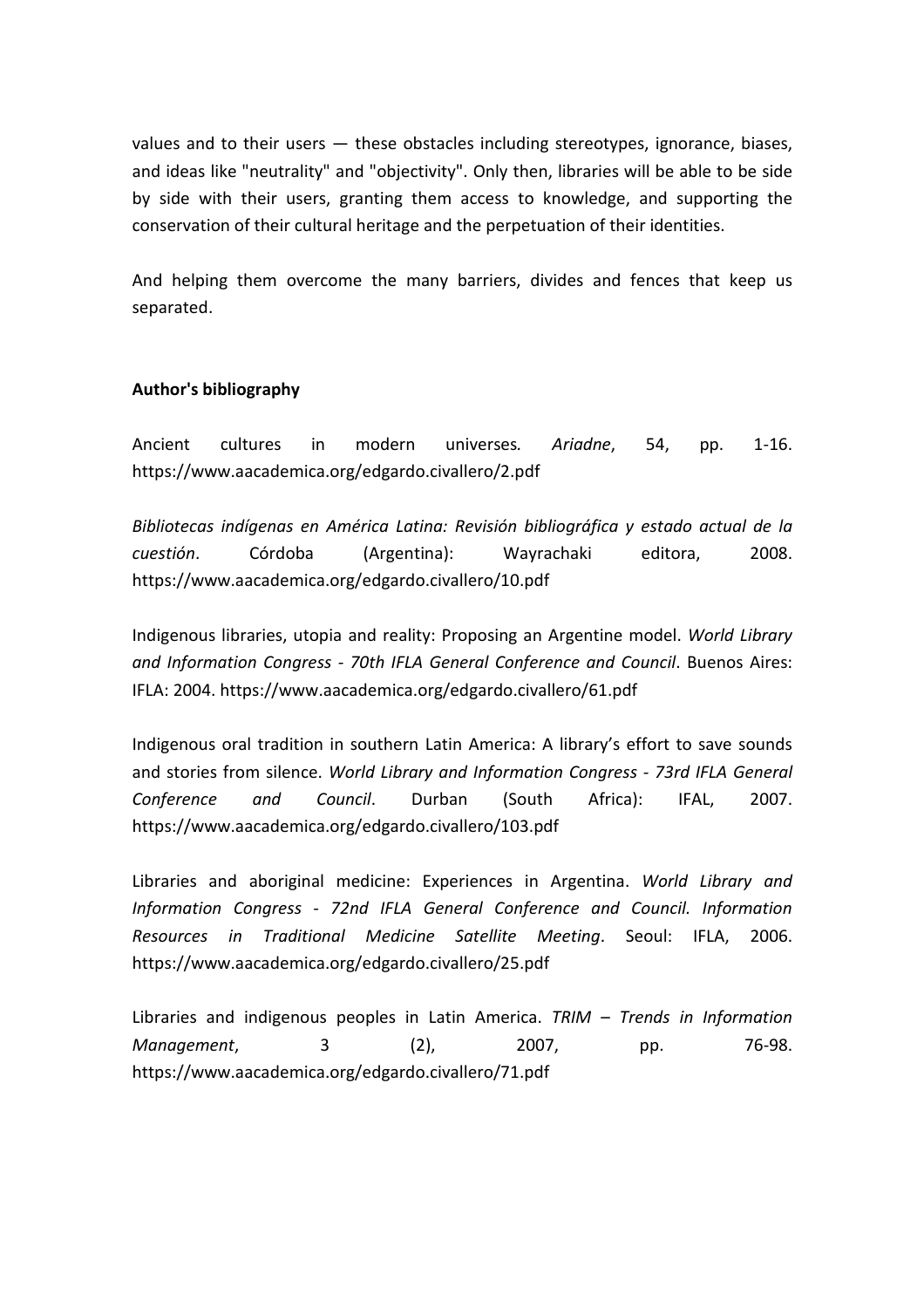values and to their users — these obstacles including stereotypes, ignorance, biases, and ideas like "neutrality" and "objectivity". Only then, libraries will be able to be side by side with their users, granting them access to knowledge, and supporting the conservation of their cultural heritage and the perpetuation of their identities.

And helping them overcome the many barriers, divides and fences that keep us separated.

**Author's bibliography**

Ancient cultures in modern universes. *Ariadne*, 54, pp. 1-16. https://www.aacademica.org/edgardo.civallero/2.pdf

*Bibliotecas indígenas en América Latina: Revisión bibliográfica y estado actual de la cuestión*. Córdoba (Argentina): Wayrachaki editora, 2008. https://www.aacademica.org/edgardo.civallero/10.pdf

Indigenous libraries, utopia and reality: Proposing an Argentine model. *World Library and Information Congress - 70th IFLA General Conference and Council*. Buenos Aires: IFLA: 2004. https://www.aacademica.org/edgardo.civallero/61.pdf

Indigenous oral tradition in southern Latin America: A library's effort to save sounds and stories from silence. *World Library and Information Congress - 73rd IFLA General Conference and Council*. Durban (South Africa): IFAL, 2007. https://www.aacademica.org/edgardo.civallero/103.pdf

Libraries and aboriginal medicine: Experiences in Argentina. *World Library and Information Congress - 72nd IFLA General Conference and Council. Information Resources in Traditional Medicine Satellite Meeting*. Seoul: IFLA, 2006. https://www.aacademica.org/edgardo.civallero/25.pdf

Libraries and indigenous peoples in Latin America. *TRIM – Trends in Information Management*, 3 (2), 2007, pp. 76-98. https://www.aacademica.org/edgardo.civallero/71.pdf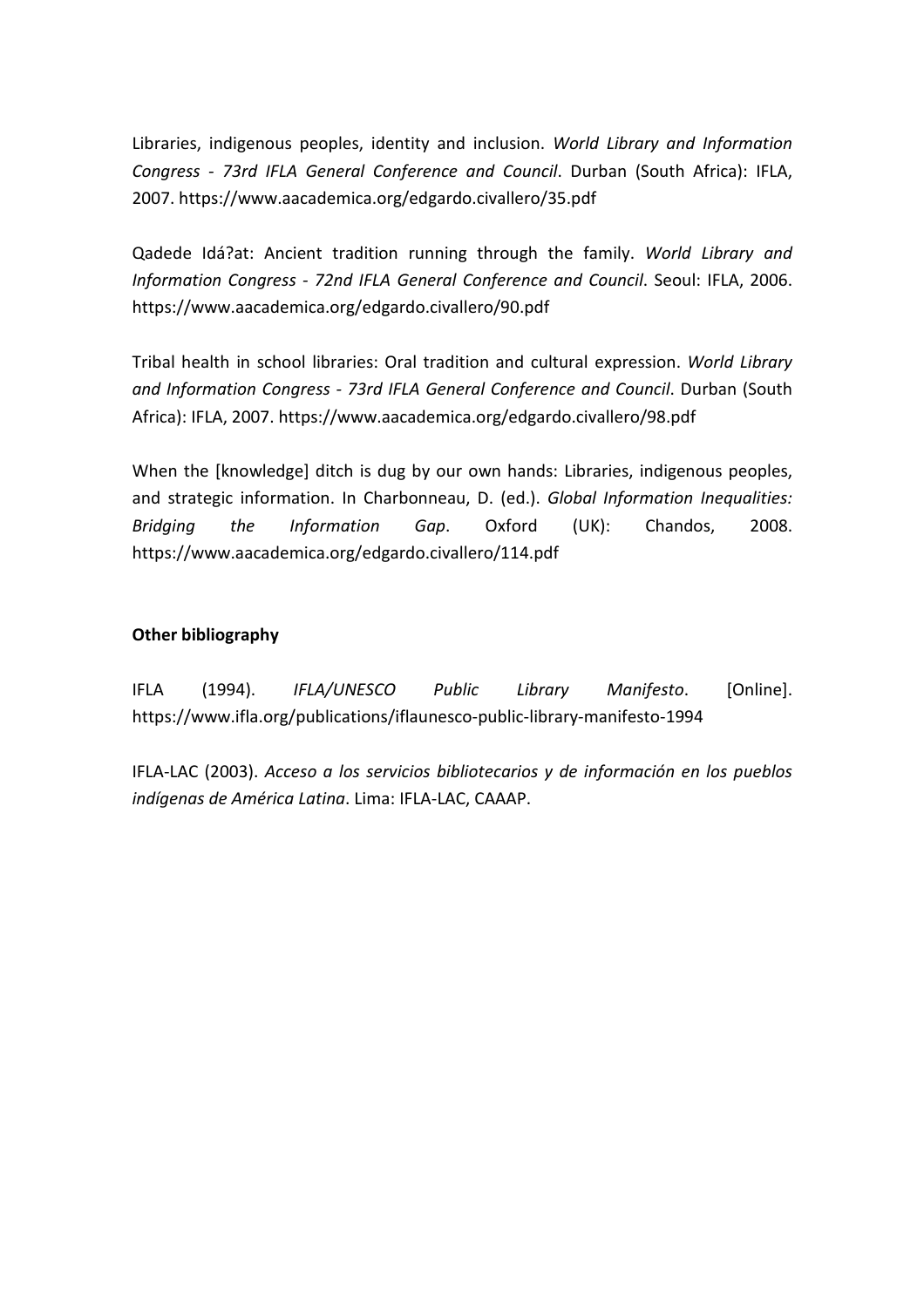Libraries, indigenous peoples, identity and inclusion. *World Library and Information Congress - 73rd IFLA General Conference and Council*. Durban (South Africa): IFLA, 2007. https://www.aacademica.org/edgardo.civallero/35.pdf

Qadede Idá?at: Ancient tradition running through the family. *World Library and Information Congress - 72nd IFLA General Conference and Council*. Seoul: IFLA, 2006. https://www.aacademica.org/edgardo.civallero/90.pdf

Tribal health in school libraries: Oral tradition and cultural expression. *World Library and Information Congress - 73rd IFLA General Conference and Council*. Durban (South Africa): IFLA, 2007. https://www.aacademica.org/edgardo.civallero/98.pdf

When the [knowledge] ditch is dug by our own hands: Libraries, indigenous peoples, and strategic information. In Charbonneau, D. (ed.). *Global Information Inequalities: Bridging the Information Gap*. Oxford (UK): Chandos, 2008. https://www.aacademica.org/edgardo.civallero/114.pdf

**Other bibliography**

IFLA (1994). *IFLA/UNESCO Public Library Manifesto*. [Online]. https://www.ifla.org/publications/iflaunesco-public-library-manifesto-1994

IFLA-LAC (2003). *Acceso a los servicios bibliotecarios y de información en los pueblos indígenas de América Latina*. Lima: IFLA-LAC, CAAAP.